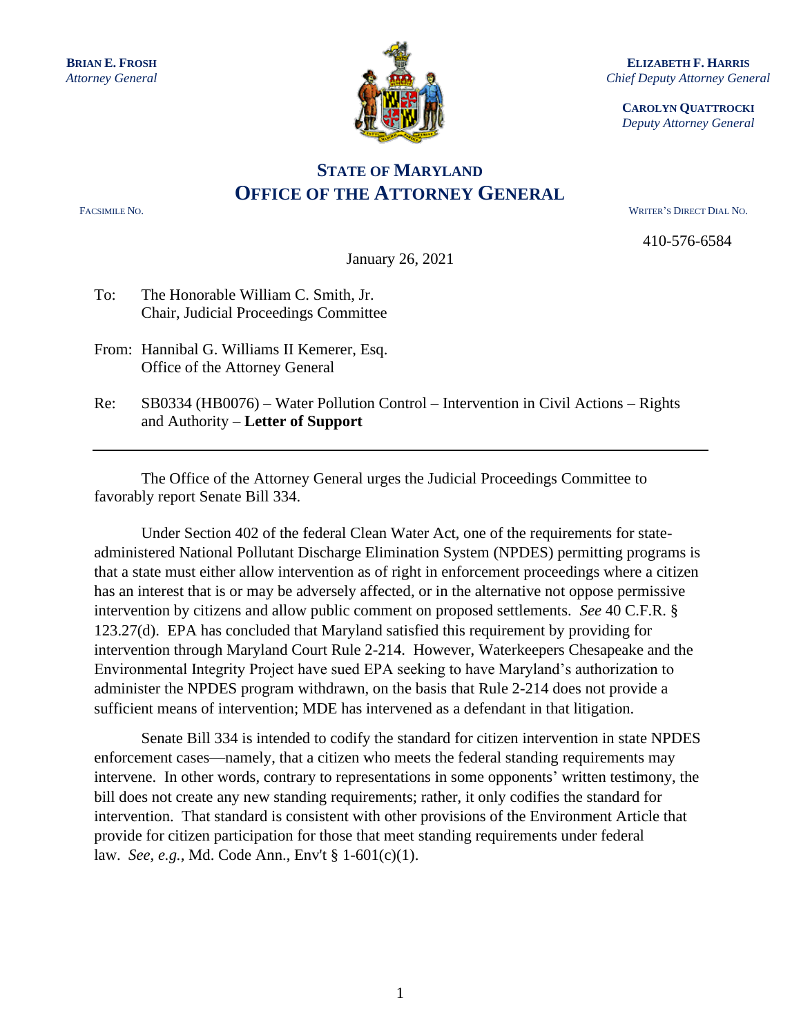**BRIAN E. FROSH**
*Attorney General*

**ELIZABETH F. HARRIS**
*Chief Deputy Attorney General*

**CAROLYN QUATTROCKI**
*Deputy Attorney General*

# STATE OF MARYLAND
# OFFICE OF THE ATTORNEY GENERAL

FACSIMILE NO.

WRITER'S DIRECT DIAL NO.

410-576-6584

January 26, 2021

To: The Honorable William C. Smith, Jr.
Chair, Judicial Proceedings Committee

From: Hannibal G. Williams II Kemerer, Esq.
Office of the Attorney General

Re: SB0334 (HB0076) – Water Pollution Control – Intervention in Civil Actions – Rights and Authority – **Letter of Support**

---

The Office of the Attorney General urges the Judicial Proceedings Committee to favorably report Senate Bill 334.

Under Section 402 of the federal Clean Water Act, one of the requirements for state-administered National Pollutant Discharge Elimination System (NPDES) permitting programs is that a state must either allow intervention as of right in enforcement proceedings where a citizen has an interest that is or may be adversely affected, or in the alternative not oppose permissive intervention by citizens and allow public comment on proposed settlements. *See* 40 C.F.R. § 123.27(d). EPA has concluded that Maryland satisfied this requirement by providing for intervention through Maryland Court Rule 2-214. However, Waterkeepers Chesapeake and the Environmental Integrity Project have sued EPA seeking to have Maryland's authorization to administer the NPDES program withdrawn, on the basis that Rule 2-214 does not provide a sufficient means of intervention; MDE has intervened as a defendant in that litigation.

Senate Bill 334 is intended to codify the standard for citizen intervention in state NPDES enforcement cases—namely, that a citizen who meets the federal standing requirements may intervene. In other words, contrary to representations in some opponents' written testimony, the bill does not create any new standing requirements; rather, it only codifies the standard for intervention. That standard is consistent with other provisions of the Environment Article that provide for citizen participation for those that meet standing requirements under federal law. *See, e.g.*, Md. Code Ann., Env't § 1-601(c)(1).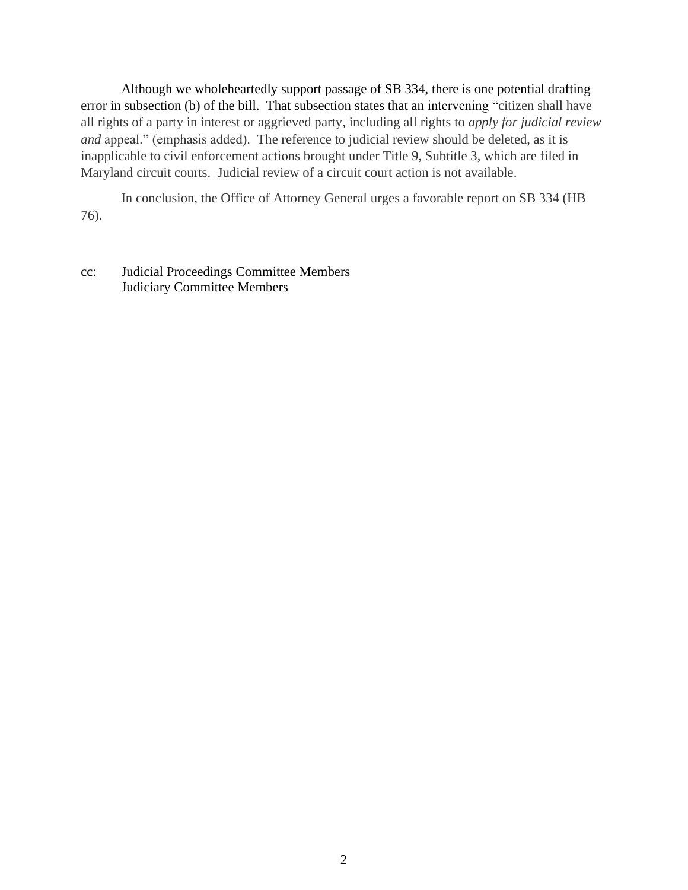Although we wholeheartedly support passage of SB 334, there is one potential drafting error in subsection (b) of the bill. That subsection states that an intervening "citizen shall have all rights of a party in interest or aggrieved party, including all rights to *apply for judicial review and* appeal." (emphasis added). The reference to judicial review should be deleted, as it is inapplicable to civil enforcement actions brought under Title 9, Subtitle 3, which are filed in Maryland circuit courts. Judicial review of a circuit court action is not available.

In conclusion, the Office of Attorney General urges a favorable report on SB 334 (HB 76).

cc: Judicial Proceedings Committee Members
Judiciary Committee Members